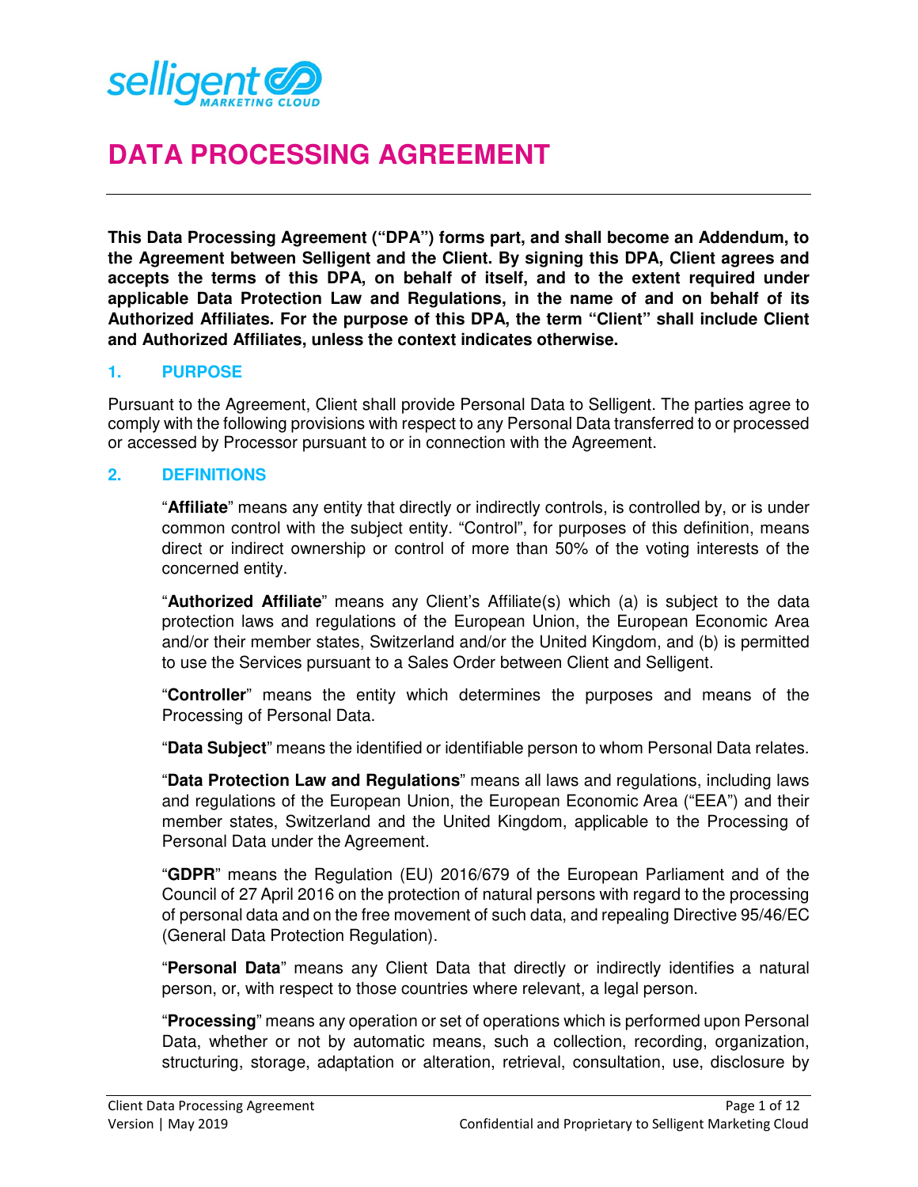# DATA PROCESSING AGREEMENT

**This Data Processing Agreement ("DPA") forms part, and shall become an Addendum, to the Agreement between Selligent and the Client. By signing this DPA, Client agrees and accepts the terms of this DPA, on behalf of itself, and to the extent required under applicable Data Protection Law and Regulations, in the name of and on behalf of its Authorized Affiliates. For the purpose of this DPA, the term "Client" shall include Client and Authorized Affiliates, unless the context indicates otherwise.**

## 1. PURPOSE

Pursuant to the Agreement, Client shall provide Personal Data to Selligent. The parties agree to comply with the following provisions with respect to any Personal Data transferred to or processed or accessed by Processor pursuant to or in connection with the Agreement.

## 2. DEFINITIONS

"**Affiliate**" means any entity that directly or indirectly controls, is controlled by, or is under common control with the subject entity. "Control", for purposes of this definition, means direct or indirect ownership or control of more than 50% of the voting interests of the concerned entity.

"**Authorized Affiliate**" means any Client's Affiliate(s) which (a) is subject to the data protection laws and regulations of the European Union, the European Economic Area and/or their member states, Switzerland and/or the United Kingdom, and (b) is permitted to use the Services pursuant to a Sales Order between Client and Selligent.

"**Controller**" means the entity which determines the purposes and means of the Processing of Personal Data.

"**Data Subject**" means the identified or identifiable person to whom Personal Data relates.

"**Data Protection Law and Regulations**" means all laws and regulations, including laws and regulations of the European Union, the European Economic Area ("EEA") and their member states, Switzerland and the United Kingdom, applicable to the Processing of Personal Data under the Agreement.

"**GDPR**" means the Regulation (EU) 2016/679 of the European Parliament and of the Council of 27 April 2016 on the protection of natural persons with regard to the processing of personal data and on the free movement of such data, and repealing Directive 95/46/EC (General Data Protection Regulation).

"**Personal Data**" means any Client Data that directly or indirectly identifies a natural person, or, with respect to those countries where relevant, a legal person.

"**Processing**" means any operation or set of operations which is performed upon Personal Data, whether or not by automatic means, such a collection, recording, organization, structuring, storage, adaptation or alteration, retrieval, consultation, use, disclosure by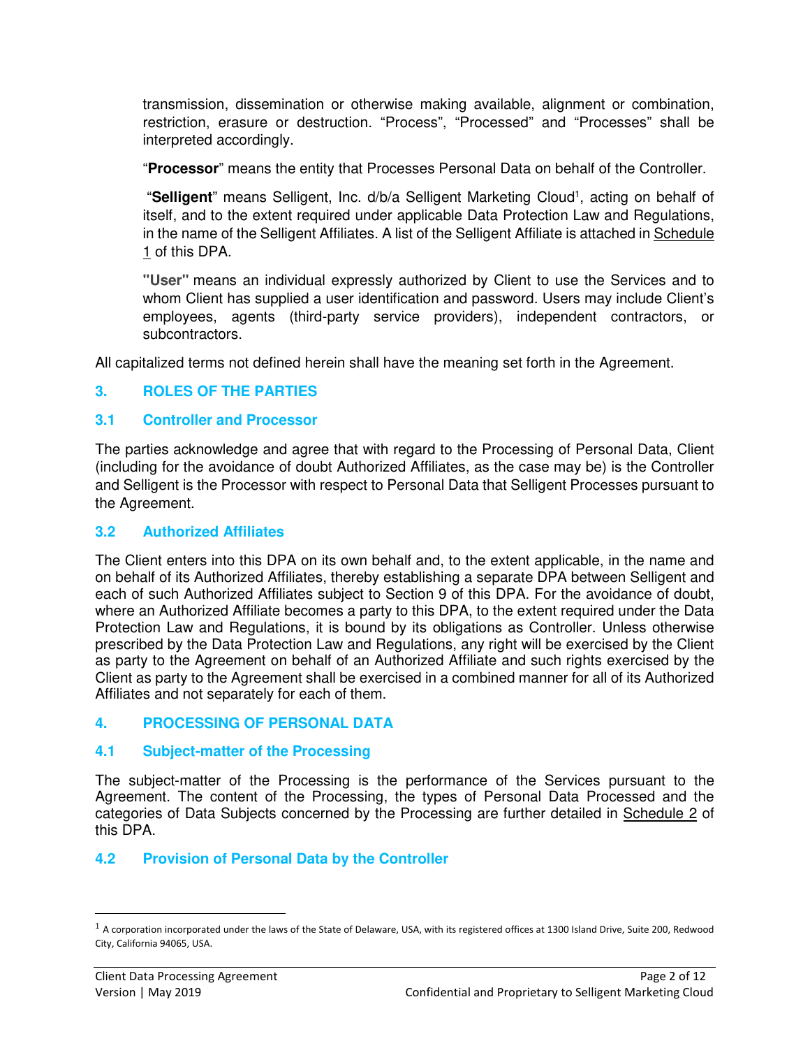transmission, dissemination or otherwise making available, alignment or combination, restriction, erasure or destruction. "Process", "Processed" and "Processes" shall be interpreted accordingly.

"**Processor**" means the entity that Processes Personal Data on behalf of the Controller.

"**Selligent**" means Selligent, Inc. d/b/a Selligent Marketing Cloud[1], acting on behalf of itself, and to the extent required under applicable Data Protection Law and Regulations, in the name of the Selligent Affiliates. A list of the Selligent Affiliate is attached in Schedule 1 of this DPA.

**"User"** means an individual expressly authorized by Client to use the Services and to whom Client has supplied a user identification and password. Users may include Client's employees, agents (third-party service providers), independent contractors, or subcontractors.

All capitalized terms not defined herein shall have the meaning set forth in the Agreement.

## 3. ROLES OF THE PARTIES

### 3.1 Controller and Processor

The parties acknowledge and agree that with regard to the Processing of Personal Data, Client (including for the avoidance of doubt Authorized Affiliates, as the case may be) is the Controller and Selligent is the Processor with respect to Personal Data that Selligent Processes pursuant to the Agreement.

### 3.2 Authorized Affiliates

The Client enters into this DPA on its own behalf and, to the extent applicable, in the name and on behalf of its Authorized Affiliates, thereby establishing a separate DPA between Selligent and each of such Authorized Affiliates subject to Section 9 of this DPA. For the avoidance of doubt, where an Authorized Affiliate becomes a party to this DPA, to the extent required under the Data Protection Law and Regulations, it is bound by its obligations as Controller. Unless otherwise prescribed by the Data Protection Law and Regulations, any right will be exercised by the Client as party to the Agreement on behalf of an Authorized Affiliate and such rights exercised by the Client as party to the Agreement shall be exercised in a combined manner for all of its Authorized Affiliates and not separately for each of them.

## 4. PROCESSING OF PERSONAL DATA

### 4.1 Subject-matter of the Processing

The subject-matter of the Processing is the performance of the Services pursuant to the Agreement. The content of the Processing, the types of Personal Data Processed and the categories of Data Subjects concerned by the Processing are further detailed in Schedule 2 of this DPA.

### 4.2 Provision of Personal Data by the Controller

[1] A corporation incorporated under the laws of the State of Delaware, USA, with its registered offices at 1300 Island Drive, Suite 200, Redwood City, California 94065, USA.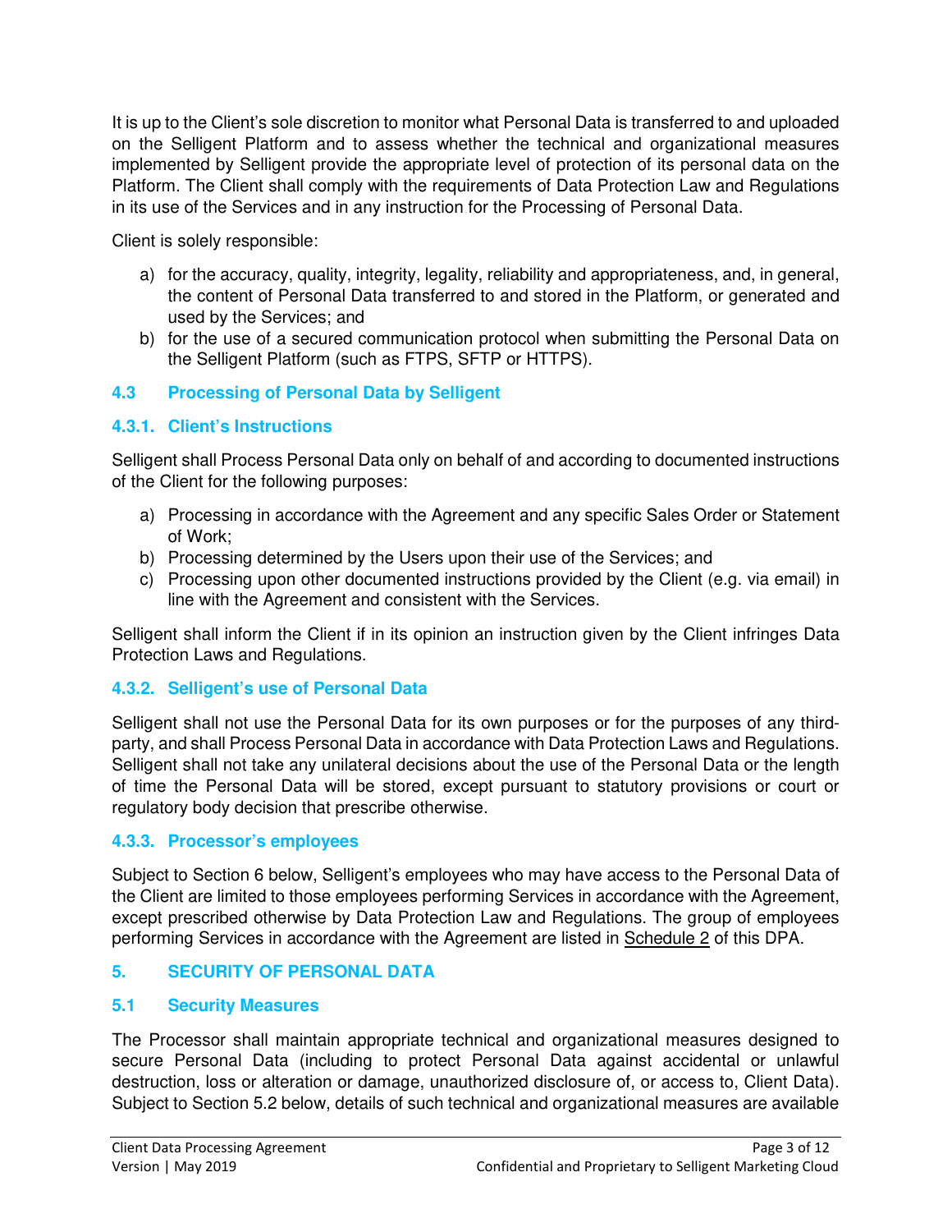It is up to the Client's sole discretion to monitor what Personal Data is transferred to and uploaded on the Selligent Platform and to assess whether the technical and organizational measures implemented by Selligent provide the appropriate level of protection of its personal data on the Platform. The Client shall comply with the requirements of Data Protection Law and Regulations in its use of the Services and in any instruction for the Processing of Personal Data.

Client is solely responsible:

a) for the accuracy, quality, integrity, legality, reliability and appropriateness, and, in general, the content of Personal Data transferred to and stored in the Platform, or generated and used by the Services; and
b) for the use of a secured communication protocol when submitting the Personal Data on the Selligent Platform (such as FTPS, SFTP or HTTPS).

### 4.3 Processing of Personal Data by Selligent

#### 4.3.1. Client's Instructions

Selligent shall Process Personal Data only on behalf of and according to documented instructions of the Client for the following purposes:

a) Processing in accordance with the Agreement and any specific Sales Order or Statement of Work;
b) Processing determined by the Users upon their use of the Services; and
c) Processing upon other documented instructions provided by the Client (e.g. via email) in line with the Agreement and consistent with the Services.

Selligent shall inform the Client if in its opinion an instruction given by the Client infringes Data Protection Laws and Regulations.

#### 4.3.2. Selligent's use of Personal Data

Selligent shall not use the Personal Data for its own purposes or for the purposes of any third-party, and shall Process Personal Data in accordance with Data Protection Laws and Regulations. Selligent shall not take any unilateral decisions about the use of the Personal Data or the length of time the Personal Data will be stored, except pursuant to statutory provisions or court or regulatory body decision that prescribe otherwise.

#### 4.3.3. Processor's employees

Subject to Section 6 below, Selligent's employees who may have access to the Personal Data of the Client are limited to those employees performing Services in accordance with the Agreement, except prescribed otherwise by Data Protection Law and Regulations. The group of employees performing Services in accordance with the Agreement are listed in Schedule 2 of this DPA.

## 5. SECURITY OF PERSONAL DATA

### 5.1 Security Measures

The Processor shall maintain appropriate technical and organizational measures designed to secure Personal Data (including to protect Personal Data against accidental or unlawful destruction, loss or alteration or damage, unauthorized disclosure of, or access to, Client Data). Subject to Section 5.2 below, details of such technical and organizational measures are available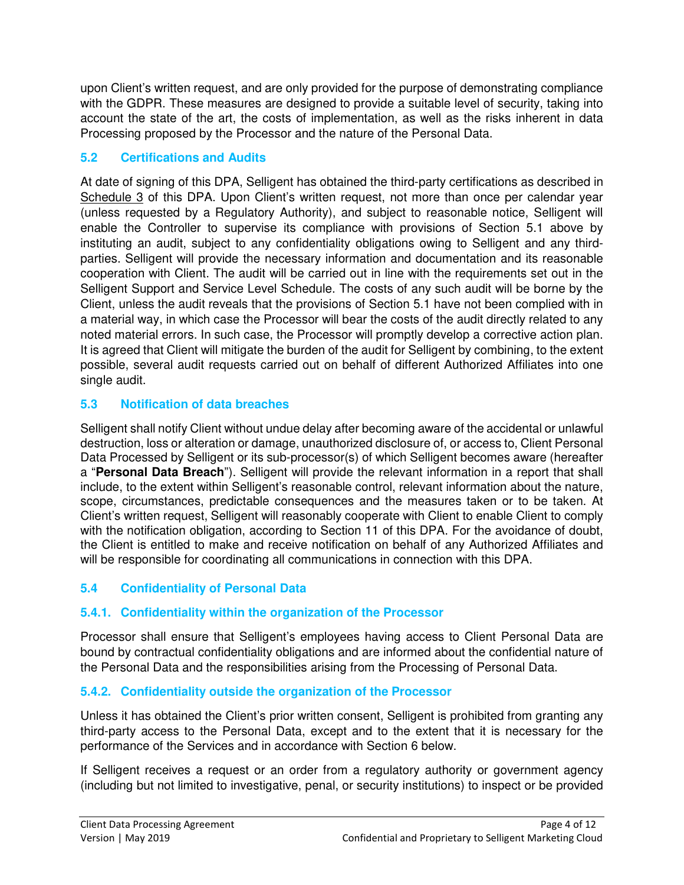upon Client's written request, and are only provided for the purpose of demonstrating compliance with the GDPR. These measures are designed to provide a suitable level of security, taking into account the state of the art, the costs of implementation, as well as the risks inherent in data Processing proposed by the Processor and the nature of the Personal Data.

### 5.2 Certifications and Audits

At date of signing of this DPA, Selligent has obtained the third-party certifications as described in Schedule 3 of this DPA. Upon Client's written request, not more than once per calendar year (unless requested by a Regulatory Authority), and subject to reasonable notice, Selligent will enable the Controller to supervise its compliance with provisions of Section 5.1 above by instituting an audit, subject to any confidentiality obligations owing to Selligent and any third-parties. Selligent will provide the necessary information and documentation and its reasonable cooperation with Client. The audit will be carried out in line with the requirements set out in the Selligent Support and Service Level Schedule. The costs of any such audit will be borne by the Client, unless the audit reveals that the provisions of Section 5.1 have not been complied with in a material way, in which case the Processor will bear the costs of the audit directly related to any noted material errors. In such case, the Processor will promptly develop a corrective action plan. It is agreed that Client will mitigate the burden of the audit for Selligent by combining, to the extent possible, several audit requests carried out on behalf of different Authorized Affiliates into one single audit.

### 5.3 Notification of data breaches

Selligent shall notify Client without undue delay after becoming aware of the accidental or unlawful destruction, loss or alteration or damage, unauthorized disclosure of, or access to, Client Personal Data Processed by Selligent or its sub-processor(s) of which Selligent becomes aware (hereafter a "**Personal Data Breach**"). Selligent will provide the relevant information in a report that shall include, to the extent within Selligent's reasonable control, relevant information about the nature, scope, circumstances, predictable consequences and the measures taken or to be taken. At Client's written request, Selligent will reasonably cooperate with Client to enable Client to comply with the notification obligation, according to Section 11 of this DPA. For the avoidance of doubt, the Client is entitled to make and receive notification on behalf of any Authorized Affiliates and will be responsible for coordinating all communications in connection with this DPA.

### 5.4 Confidentiality of Personal Data

#### 5.4.1. Confidentiality within the organization of the Processor

Processor shall ensure that Selligent's employees having access to Client Personal Data are bound by contractual confidentiality obligations and are informed about the confidential nature of the Personal Data and the responsibilities arising from the Processing of Personal Data.

#### 5.4.2. Confidentiality outside the organization of the Processor

Unless it has obtained the Client's prior written consent, Selligent is prohibited from granting any third-party access to the Personal Data, except and to the extent that it is necessary for the performance of the Services and in accordance with Section 6 below.

If Selligent receives a request or an order from a regulatory authority or government agency (including but not limited to investigative, penal, or security institutions) to inspect or be provided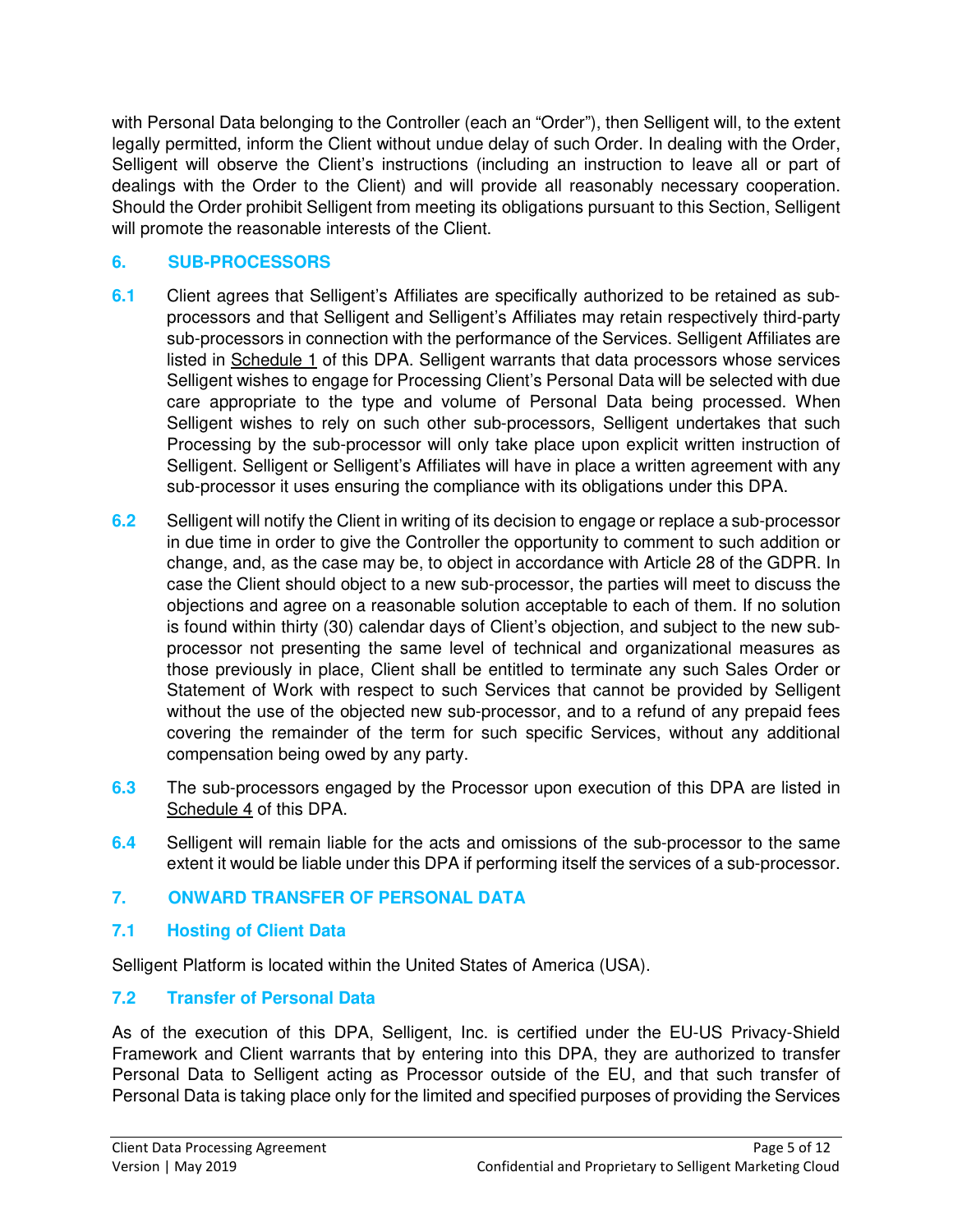with Personal Data belonging to the Controller (each an "Order"), then Selligent will, to the extent legally permitted, inform the Client without undue delay of such Order. In dealing with the Order, Selligent will observe the Client's instructions (including an instruction to leave all or part of dealings with the Order to the Client) and will provide all reasonably necessary cooperation. Should the Order prohibit Selligent from meeting its obligations pursuant to this Section, Selligent will promote the reasonable interests of the Client.

## 6. SUB-PROCESSORS

**6.1** Client agrees that Selligent's Affiliates are specifically authorized to be retained as sub-processors and that Selligent and Selligent's Affiliates may retain respectively third-party sub-processors in connection with the performance of the Services. Selligent Affiliates are listed in Schedule 1 of this DPA. Selligent warrants that data processors whose services Selligent wishes to engage for Processing Client's Personal Data will be selected with due care appropriate to the type and volume of Personal Data being processed. When Selligent wishes to rely on such other sub-processors, Selligent undertakes that such Processing by the sub-processor will only take place upon explicit written instruction of Selligent. Selligent or Selligent's Affiliates will have in place a written agreement with any sub-processor it uses ensuring the compliance with its obligations under this DPA.

**6.2** Selligent will notify the Client in writing of its decision to engage or replace a sub-processor in due time in order to give the Controller the opportunity to comment to such addition or change, and, as the case may be, to object in accordance with Article 28 of the GDPR. In case the Client should object to a new sub-processor, the parties will meet to discuss the objections and agree on a reasonable solution acceptable to each of them. If no solution is found within thirty (30) calendar days of Client's objection, and subject to the new sub-processor not presenting the same level of technical and organizational measures as those previously in place, Client shall be entitled to terminate any such Sales Order or Statement of Work with respect to such Services that cannot be provided by Selligent without the use of the objected new sub-processor, and to a refund of any prepaid fees covering the remainder of the term for such specific Services, without any additional compensation being owed by any party.

**6.3** The sub-processors engaged by the Processor upon execution of this DPA are listed in Schedule 4 of this DPA.

**6.4** Selligent will remain liable for the acts and omissions of the sub-processor to the same extent it would be liable under this DPA if performing itself the services of a sub-processor.

## 7. ONWARD TRANSFER OF PERSONAL DATA

### 7.1 Hosting of Client Data

Selligent Platform is located within the United States of America (USA).

### 7.2 Transfer of Personal Data

As of the execution of this DPA, Selligent, Inc. is certified under the EU-US Privacy-Shield Framework and Client warrants that by entering into this DPA, they are authorized to transfer Personal Data to Selligent acting as Processor outside of the EU, and that such transfer of Personal Data is taking place only for the limited and specified purposes of providing the Services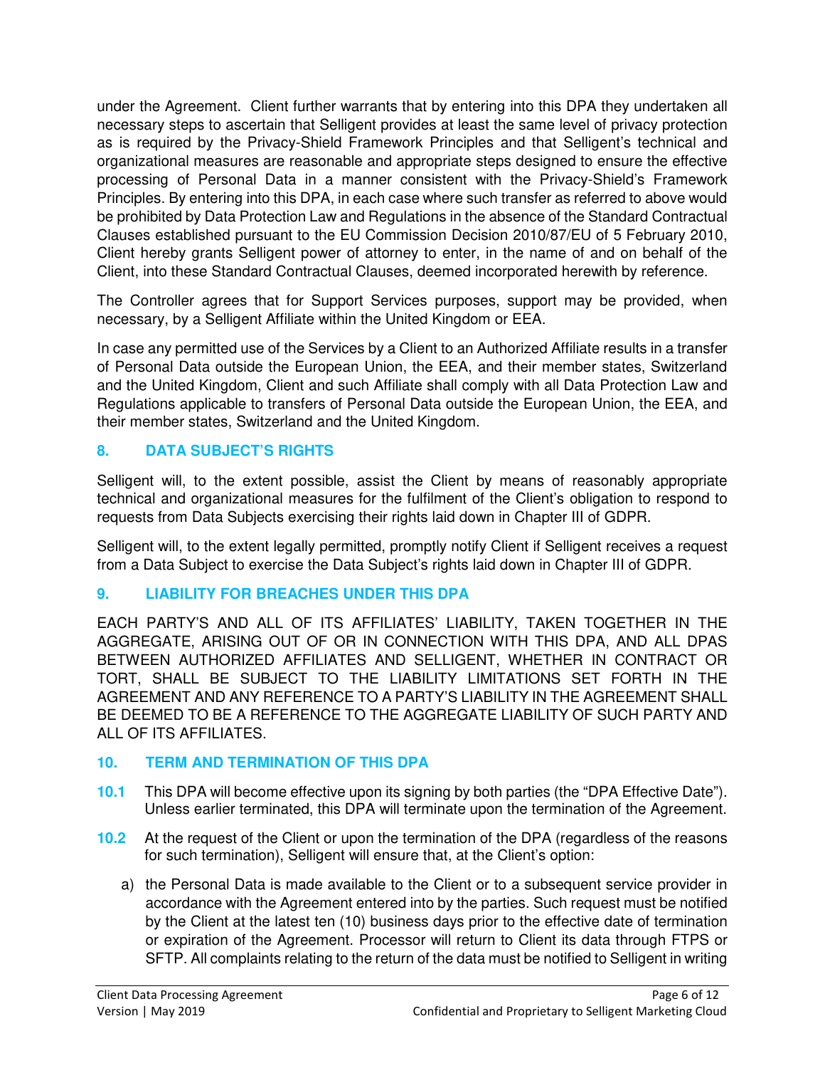under the Agreement. Client further warrants that by entering into this DPA they undertaken all necessary steps to ascertain that Selligent provides at least the same level of privacy protection as is required by the Privacy-Shield Framework Principles and that Selligent's technical and organizational measures are reasonable and appropriate steps designed to ensure the effective processing of Personal Data in a manner consistent with the Privacy-Shield's Framework Principles. By entering into this DPA, in each case where such transfer as referred to above would be prohibited by Data Protection Law and Regulations in the absence of the Standard Contractual Clauses established pursuant to the EU Commission Decision 2010/87/EU of 5 February 2010, Client hereby grants Selligent power of attorney to enter, in the name of and on behalf of the Client, into these Standard Contractual Clauses, deemed incorporated herewith by reference.

The Controller agrees that for Support Services purposes, support may be provided, when necessary, by a Selligent Affiliate within the United Kingdom or EEA.

In case any permitted use of the Services by a Client to an Authorized Affiliate results in a transfer of Personal Data outside the European Union, the EEA, and their member states, Switzerland and the United Kingdom, Client and such Affiliate shall comply with all Data Protection Law and Regulations applicable to transfers of Personal Data outside the European Union, the EEA, and their member states, Switzerland and the United Kingdom.

## 8. DATA SUBJECT'S RIGHTS

Selligent will, to the extent possible, assist the Client by means of reasonably appropriate technical and organizational measures for the fulfilment of the Client's obligation to respond to requests from Data Subjects exercising their rights laid down in Chapter III of GDPR.

Selligent will, to the extent legally permitted, promptly notify Client if Selligent receives a request from a Data Subject to exercise the Data Subject's rights laid down in Chapter III of GDPR.

## 9. LIABILITY FOR BREACHES UNDER THIS DPA

EACH PARTY'S AND ALL OF ITS AFFILIATES' LIABILITY, TAKEN TOGETHER IN THE AGGREGATE, ARISING OUT OF OR IN CONNECTION WITH THIS DPA, AND ALL DPAS BETWEEN AUTHORIZED AFFILIATES AND SELLIGENT, WHETHER IN CONTRACT OR TORT, SHALL BE SUBJECT TO THE LIABILITY LIMITATIONS SET FORTH IN THE AGREEMENT AND ANY REFERENCE TO A PARTY'S LIABILITY IN THE AGREEMENT SHALL BE DEEMED TO BE A REFERENCE TO THE AGGREGATE LIABILITY OF SUCH PARTY AND ALL OF ITS AFFILIATES.

## 10. TERM AND TERMINATION OF THIS DPA

**10.1** This DPA will become effective upon its signing by both parties (the "DPA Effective Date"). Unless earlier terminated, this DPA will terminate upon the termination of the Agreement.

**10.2** At the request of the Client or upon the termination of the DPA (regardless of the reasons for such termination), Selligent will ensure that, at the Client's option:

a) the Personal Data is made available to the Client or to a subsequent service provider in accordance with the Agreement entered into by the parties. Such request must be notified by the Client at the latest ten (10) business days prior to the effective date of termination or expiration of the Agreement. Processor will return to Client its data through FTPS or SFTP. All complaints relating to the return of the data must be notified to Selligent in writing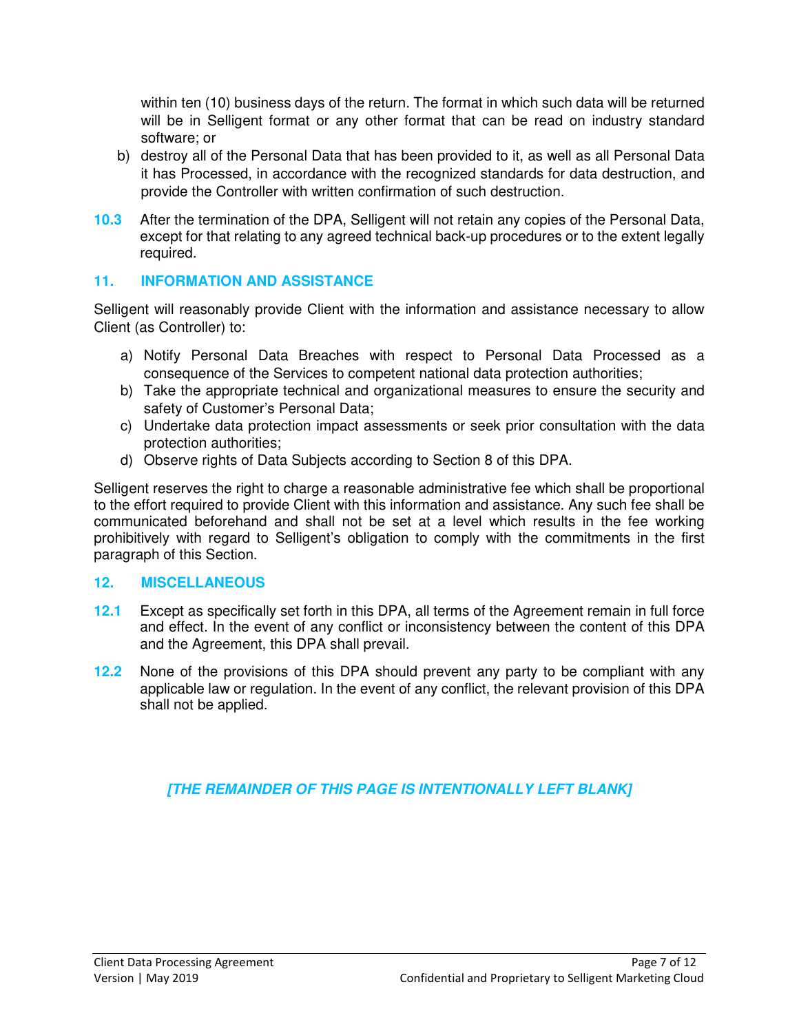within ten (10) business days of the return. The format in which such data will be returned will be in Selligent format or any other format that can be read on industry standard software; or

b) destroy all of the Personal Data that has been provided to it, as well as all Personal Data it has Processed, in accordance with the recognized standards for data destruction, and provide the Controller with written confirmation of such destruction.

**10.3** After the termination of the DPA, Selligent will not retain any copies of the Personal Data, except for that relating to any agreed technical back-up procedures or to the extent legally required.

## 11. INFORMATION AND ASSISTANCE

Selligent will reasonably provide Client with the information and assistance necessary to allow Client (as Controller) to:

a) Notify Personal Data Breaches with respect to Personal Data Processed as a consequence of the Services to competent national data protection authorities;
b) Take the appropriate technical and organizational measures to ensure the security and safety of Customer's Personal Data;
c) Undertake data protection impact assessments or seek prior consultation with the data protection authorities;
d) Observe rights of Data Subjects according to Section 8 of this DPA.

Selligent reserves the right to charge a reasonable administrative fee which shall be proportional to the effort required to provide Client with this information and assistance. Any such fee shall be communicated beforehand and shall not be set at a level which results in the fee working prohibitively with regard to Selligent's obligation to comply with the commitments in the first paragraph of this Section.

## 12. MISCELLANEOUS

**12.1** Except as specifically set forth in this DPA, all terms of the Agreement remain in full force and effect. In the event of any conflict or inconsistency between the content of this DPA and the Agreement, this DPA shall prevail.

**12.2** None of the provisions of this DPA should prevent any party to be compliant with any applicable law or regulation. In the event of any conflict, the relevant provision of this DPA shall not be applied.

***[THE REMAINDER OF THIS PAGE IS INTENTIONALLY LEFT BLANK]***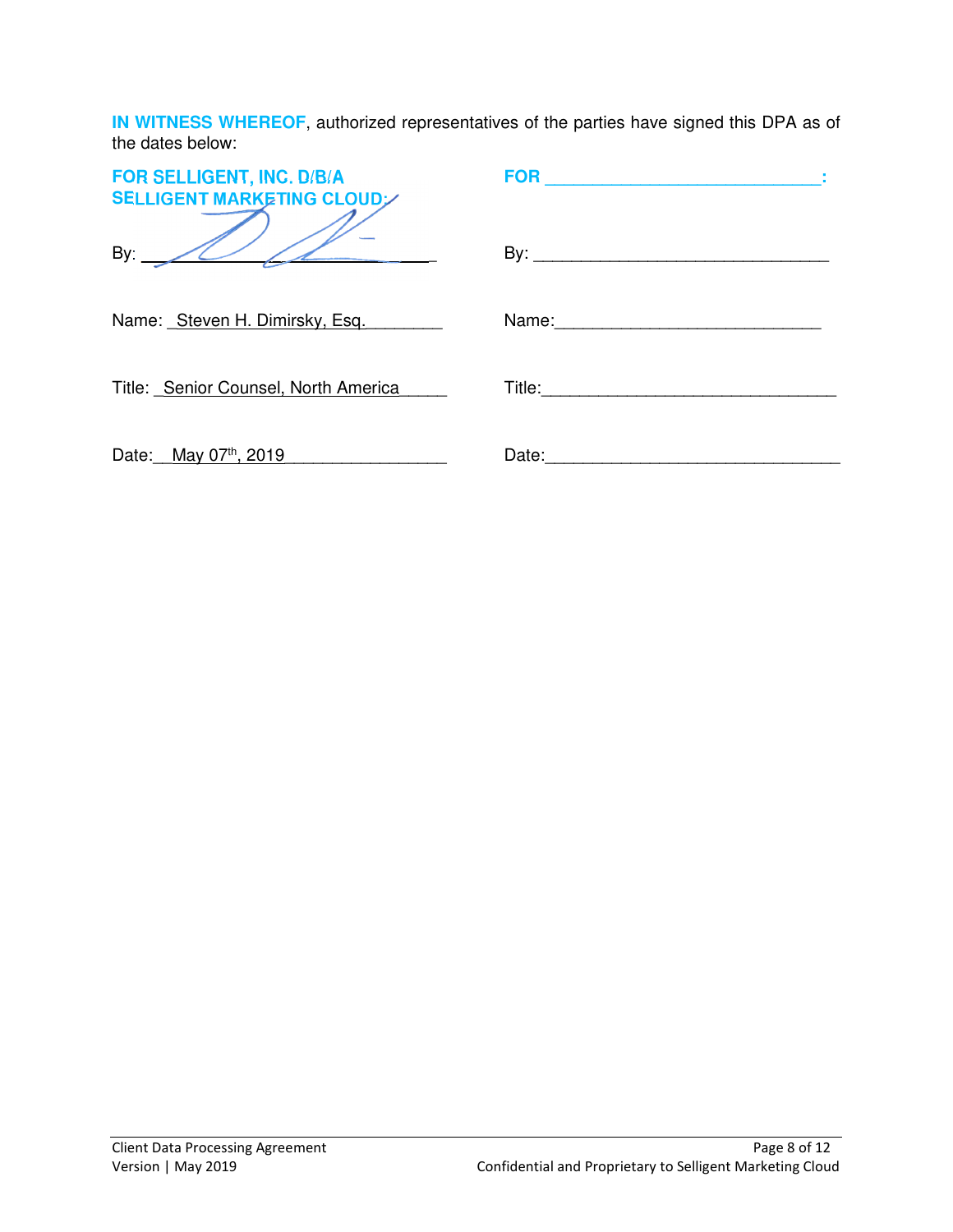**IN WITNESS WHEREOF**, authorized representatives of the parties have signed this DPA as of the dates below:

| **FOR SELLIGENT, INC. D/B/A SELLIGENT MARKETING CLOUD:** | **FOR \_\_\_\_\_\_\_\_\_\_\_\_\_\_\_\_\_\_\_\_\_\_\_\_\_\_\_\_:** |
|---|---|
| By: \_\_\_\_\_\_\_\_\_\_\_\_\_\_\_\_\_\_\_\_\_\_\_\_\_\_\_\_\_\_ | By: \_\_\_\_\_\_\_\_\_\_\_\_\_\_\_\_\_\_\_\_\_\_\_\_\_\_\_\_\_\_ |
| Name: Steven H. Dimirsky, Esq. | Name: \_\_\_\_\_\_\_\_\_\_\_\_\_\_\_\_\_\_\_\_\_\_\_\_\_\_\_\_ |
| Title: Senior Counsel, North America | Title: \_\_\_\_\_\_\_\_\_\_\_\_\_\_\_\_\_\_\_\_\_\_\_\_\_\_\_\_ |
| Date: May 07th, 2019 | Date: \_\_\_\_\_\_\_\_\_\_\_\_\_\_\_\_\_\_\_\_\_\_\_\_\_\_\_\_ |

Client Data Processing Agreement
Version | May 2019
Confidential and Proprietary to Selligent Marketing Cloud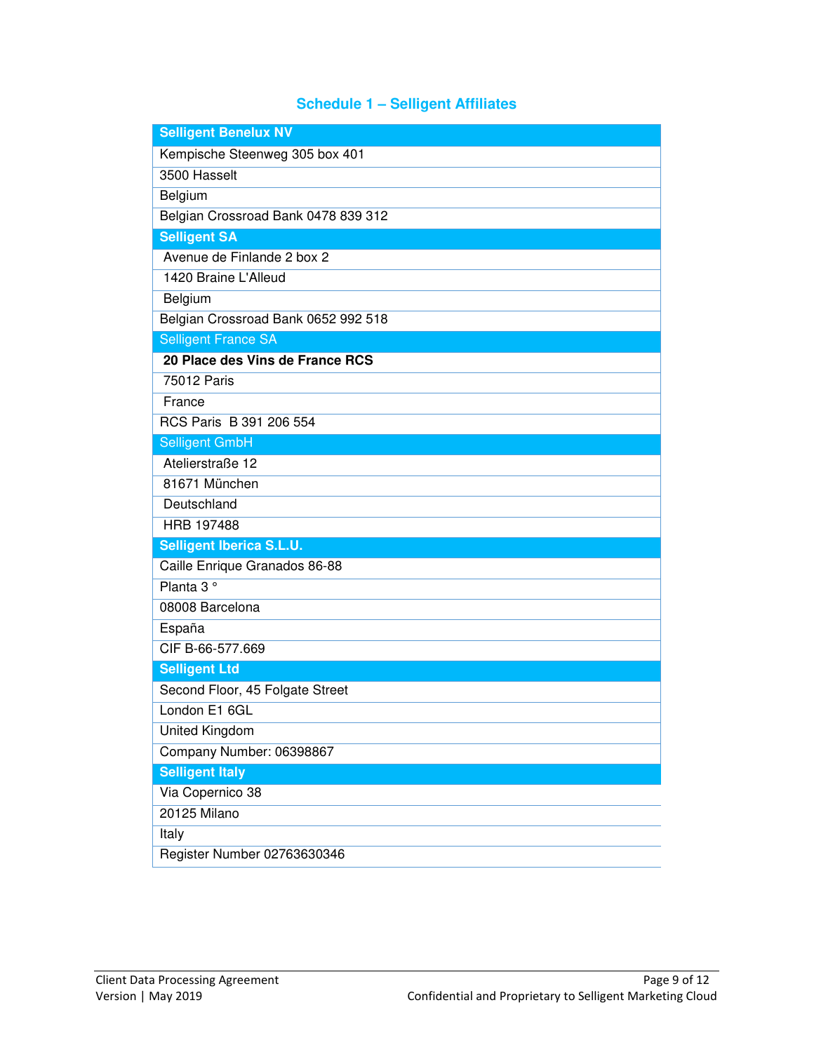## Schedule 1 – Selligent Affiliates

| **Selligent Benelux NV** |
|---|
| Kempische Steenweg 305 box 401 |
| 3500 Hasselt |
| Belgium |
| Belgian Crossroad Bank 0478 839 312 |
| **Selligent SA** |
| Avenue de Finlande 2 box 2 |
| 1420 Braine L'Alleud |
| Belgium |
| Belgian Crossroad Bank 0652 992 518 |
| Selligent France SA |
| **20 Place des Vins de France RCS** |
| 75012 Paris |
| France |
| RCS Paris B 391 206 554 |
| Selligent GmbH |
| Atelierstraße 12 |
| 81671 München |
| Deutschland |
| HRB 197488 |
| **Selligent Iberica S.L.U.** |
| Caille Enrique Granados 86-88 |
| Planta 3 ° |
| 08008 Barcelona |
| España |
| CIF B-66-577.669 |
| **Selligent Ltd** |
| Second Floor, 45 Folgate Street |
| London E1 6GL |
| United Kingdom |
| Company Number: 06398867 |
| **Selligent Italy** |
| Via Copernico 38 |
| 20125 Milano |
| Italy |
| Register Number 02763630346 |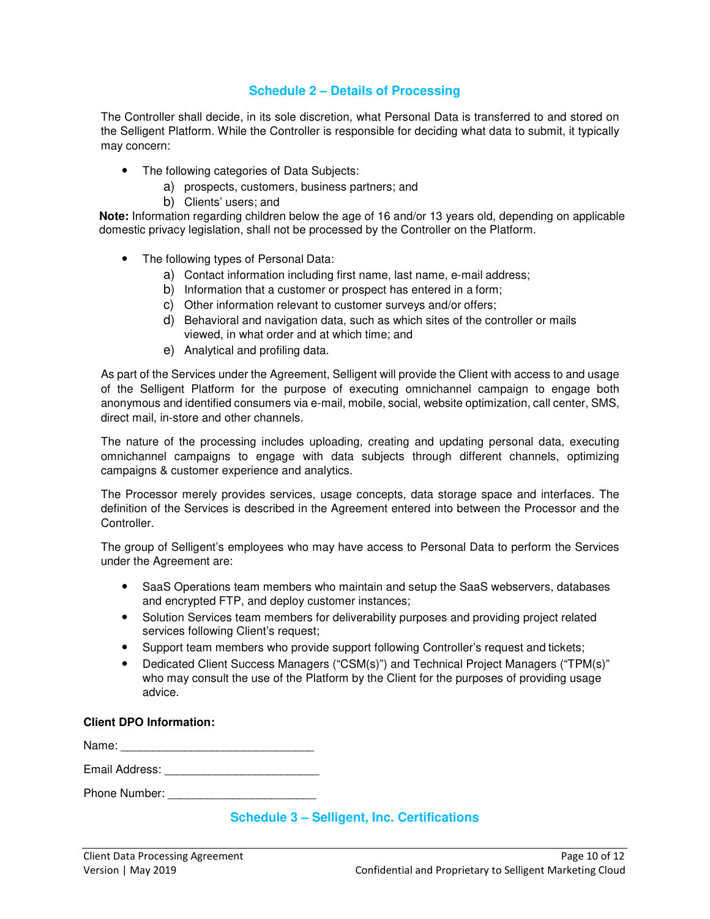## Schedule 2 – Details of Processing

The Controller shall decide, in its sole discretion, what Personal Data is transferred to and stored on the Selligent Platform. While the Controller is responsible for deciding what data to submit, it typically may concern:

- The following categories of Data Subjects:
  - a) prospects, customers, business partners; and
  - b) Clients' users; and

**Note:** Information regarding children below the age of 16 and/or 13 years old, depending on applicable domestic privacy legislation, shall not be processed by the Controller on the Platform.

- The following types of Personal Data:
  - a) Contact information including first name, last name, e-mail address;
  - b) Information that a customer or prospect has entered in a form;
  - c) Other information relevant to customer surveys and/or offers;
  - d) Behavioral and navigation data, such as which sites of the controller or mails viewed, in what order and at which time; and
  - e) Analytical and profiling data.

As part of the Services under the Agreement, Selligent will provide the Client with access to and usage of the Selligent Platform for the purpose of executing omnichannel campaign to engage both anonymous and identified consumers via e-mail, mobile, social, website optimization, call center, SMS, direct mail, in-store and other channels.

The nature of the processing includes uploading, creating and updating personal data, executing omnichannel campaigns to engage with data subjects through different channels, optimizing campaigns & customer experience and analytics.

The Processor merely provides services, usage concepts, data storage space and interfaces. The definition of the Services is described in the Agreement entered into between the Processor and the Controller.

The group of Selligent's employees who may have access to Personal Data to perform the Services under the Agreement are:

- SaaS Operations team members who maintain and setup the SaaS webservers, databases and encrypted FTP, and deploy customer instances;
- Solution Services team members for deliverability purposes and providing project related services following Client's request;
- Support team members who provide support following Controller's request and tickets;
- Dedicated Client Success Managers ("CSM(s)") and Technical Project Managers ("TPM(s)" who may consult the use of the Platform by the Client for the purposes of providing usage advice.

**Client DPO Information:**

Name: ______________________________

Email Address: ________________________

Phone Number: _______________________

## Schedule 3 – Selligent, Inc. Certifications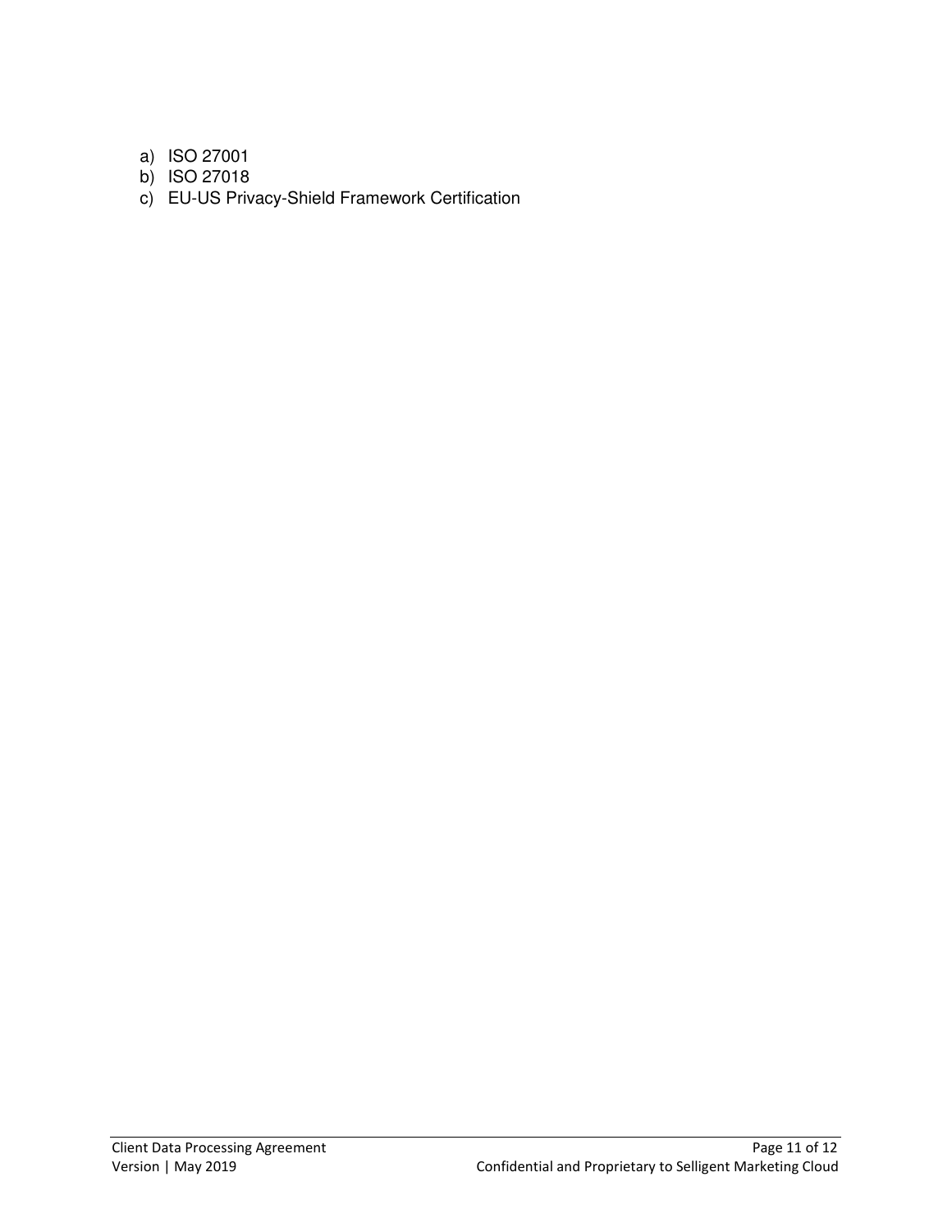a) ISO 27001
b) ISO 27018
c) EU-US Privacy-Shield Framework Certification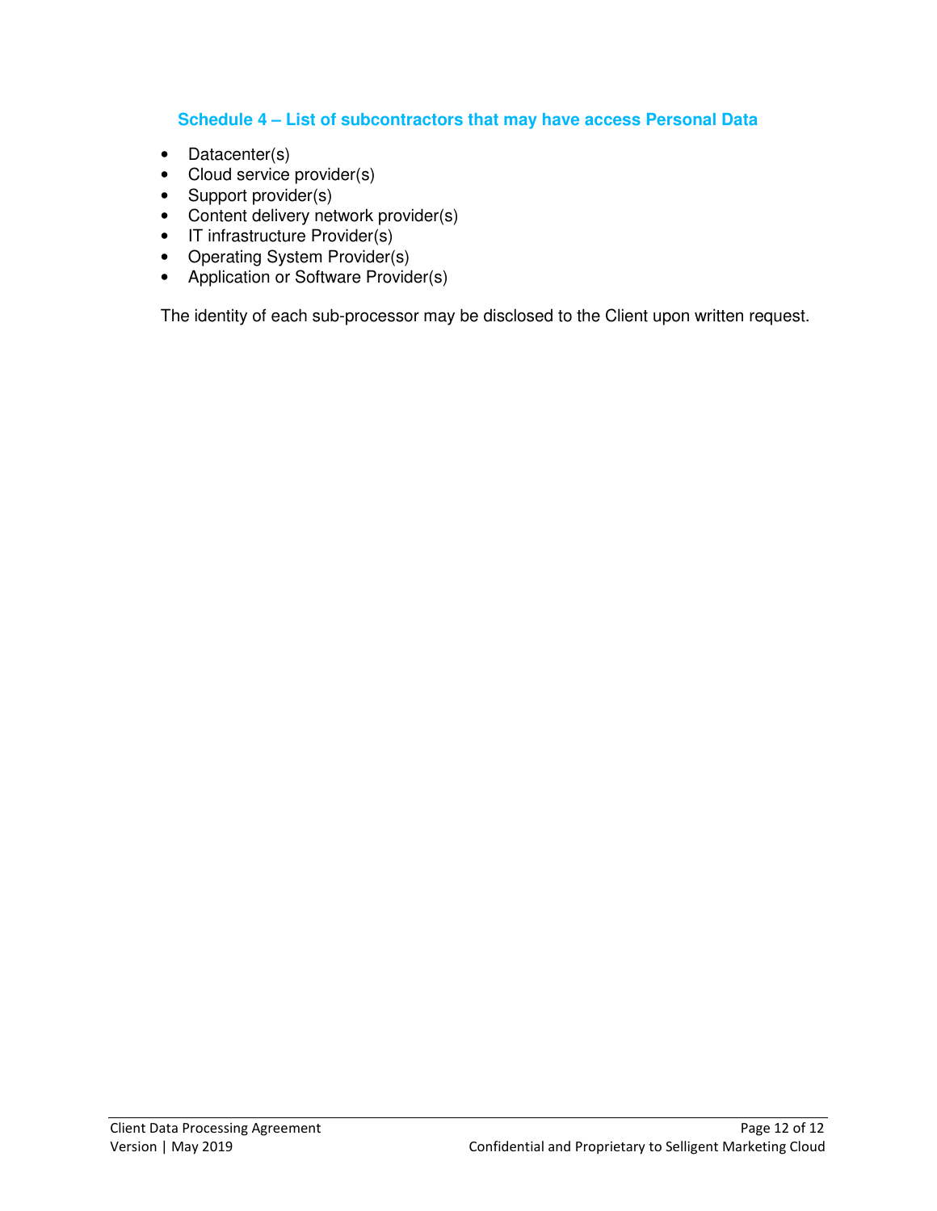### Schedule 4 – List of subcontractors that may have access Personal Data

- Datacenter(s)
- Cloud service provider(s)
- Support provider(s)
- Content delivery network provider(s)
- IT infrastructure Provider(s)
- Operating System Provider(s)
- Application or Software Provider(s)

The identity of each sub-processor may be disclosed to the Client upon written request.